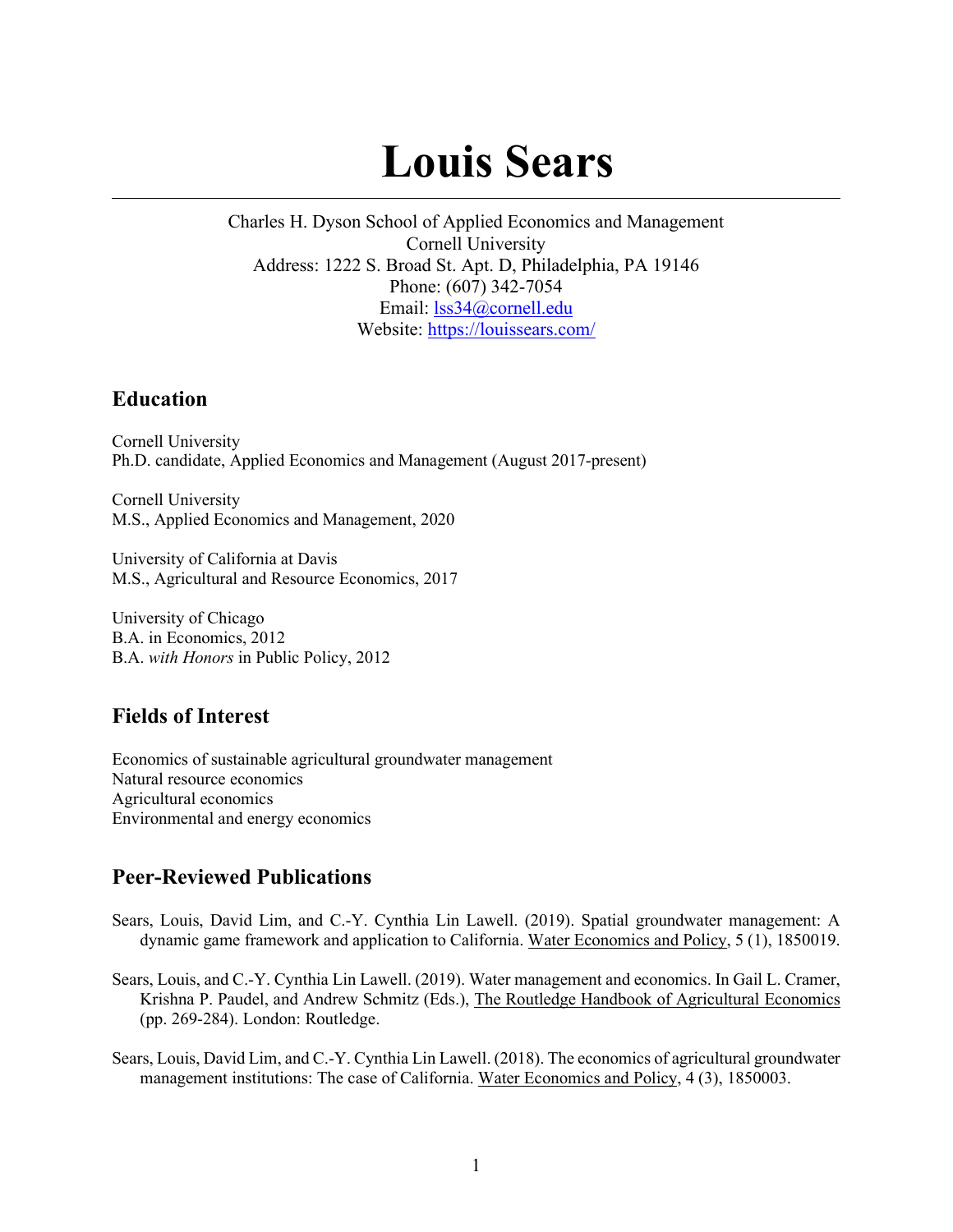# Louis Sears

Charles H. Dyson School of Applied Economics and Management
Cornell University
Address: 1222 S. Broad St. Apt. D, Philadelphia, PA 19146
Phone: (607) 342-7054
Email: [lss34@cornell.edu](mailto:lss34@cornell.edu)
Website: [https://louissears.com/](https://louissears.com/)

## Education

Cornell University
Ph.D. candidate, Applied Economics and Management (August 2017-present)

Cornell University
M.S., Applied Economics and Management, 2020

University of California at Davis
M.S., Agricultural and Resource Economics, 2017

University of Chicago
B.A. in Economics, 2012
B.A. *with Honors* in Public Policy, 2012

## Fields of Interest

Economics of sustainable agricultural groundwater management
Natural resource economics
Agricultural economics
Environmental and energy economics

## Peer-Reviewed Publications

Sears, Louis, David Lim, and C.-Y. Cynthia Lin Lawell. (2019). Spatial groundwater management: A dynamic game framework and application to California. Water Economics and Policy, 5 (1), 1850019.

Sears, Louis, and C.-Y. Cynthia Lin Lawell. (2019). Water management and economics. In Gail L. Cramer, Krishna P. Paudel, and Andrew Schmitz (Eds.), The Routledge Handbook of Agricultural Economics (pp. 269-284). London: Routledge.

Sears, Louis, David Lim, and C.-Y. Cynthia Lin Lawell. (2018). The economics of agricultural groundwater management institutions: The case of California. Water Economics and Policy, 4 (3), 1850003.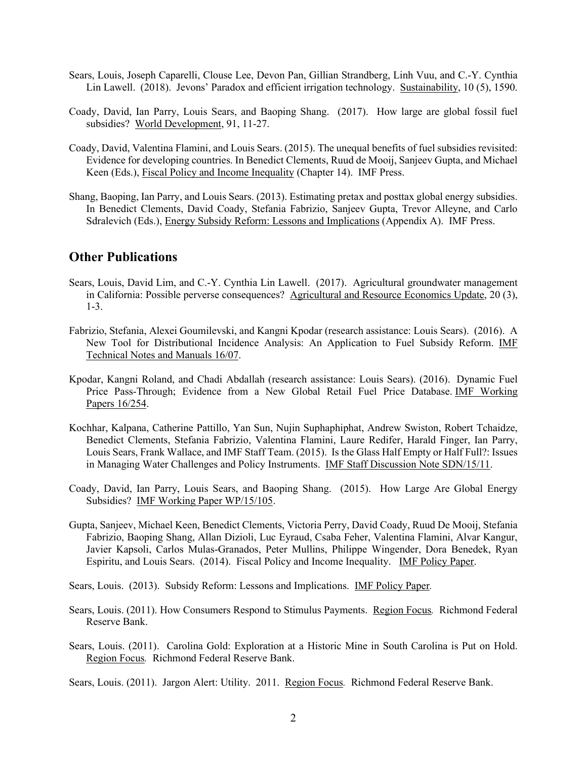Sears, Louis, Joseph Caparelli, Clouse Lee, Devon Pan, Gillian Strandberg, Linh Vuu, and C.-Y. Cynthia Lin Lawell. (2018). Jevons' Paradox and efficient irrigation technology. Sustainability, 10 (5), 1590.

Coady, David, Ian Parry, Louis Sears, and Baoping Shang. (2017). How large are global fossil fuel subsidies? World Development, 91, 11-27.

Coady, David, Valentina Flamini, and Louis Sears. (2015). The unequal benefits of fuel subsidies revisited: Evidence for developing countries. In Benedict Clements, Ruud de Mooij, Sanjeev Gupta, and Michael Keen (Eds.), Fiscal Policy and Income Inequality (Chapter 14). IMF Press.

Shang, Baoping, Ian Parry, and Louis Sears. (2013). Estimating pretax and posttax global energy subsidies. In Benedict Clements, David Coady, Stefania Fabrizio, Sanjeev Gupta, Trevor Alleyne, and Carlo Sdralevich (Eds.), Energy Subsidy Reform: Lessons and Implications (Appendix A). IMF Press.

## Other Publications

Sears, Louis, David Lim, and C.-Y. Cynthia Lin Lawell. (2017). Agricultural groundwater management in California: Possible perverse consequences? Agricultural and Resource Economics Update, 20 (3), 1-3.

Fabrizio, Stefania, Alexei Goumilevski, and Kangni Kpodar (research assistance: Louis Sears). (2016). A New Tool for Distributional Incidence Analysis: An Application to Fuel Subsidy Reform. IMF Technical Notes and Manuals 16/07.

Kpodar, Kangni Roland, and Chadi Abdallah (research assistance: Louis Sears). (2016). Dynamic Fuel Price Pass-Through; Evidence from a New Global Retail Fuel Price Database. IMF Working Papers 16/254.

Kochhar, Kalpana, Catherine Pattillo, Yan Sun, Nujin Suphaphiphat, Andrew Swiston, Robert Tchaidze, Benedict Clements, Stefania Fabrizio, Valentina Flamini, Laure Redifer, Harald Finger, Ian Parry, Louis Sears, Frank Wallace, and IMF Staff Team. (2015). Is the Glass Half Empty or Half Full?: Issues in Managing Water Challenges and Policy Instruments. IMF Staff Discussion Note SDN/15/11.

Coady, David, Ian Parry, Louis Sears, and Baoping Shang. (2015). How Large Are Global Energy Subsidies? IMF Working Paper WP/15/105.

Gupta, Sanjeev, Michael Keen, Benedict Clements, Victoria Perry, David Coady, Ruud De Mooij, Stefania Fabrizio, Baoping Shang, Allan Dizioli, Luc Eyraud, Csaba Feher, Valentina Flamini, Alvar Kangur, Javier Kapsoli, Carlos Mulas-Granados, Peter Mullins, Philippe Wingender, Dora Benedek, Ryan Espiritu, and Louis Sears. (2014). Fiscal Policy and Income Inequality. IMF Policy Paper.

Sears, Louis. (2013). Subsidy Reform: Lessons and Implications. IMF Policy Paper.

Sears, Louis. (2011). How Consumers Respond to Stimulus Payments. Region Focus. Richmond Federal Reserve Bank.

Sears, Louis. (2011). Carolina Gold: Exploration at a Historic Mine in South Carolina is Put on Hold. Region Focus. Richmond Federal Reserve Bank.

Sears, Louis. (2011). Jargon Alert: Utility. 2011. Region Focus. Richmond Federal Reserve Bank.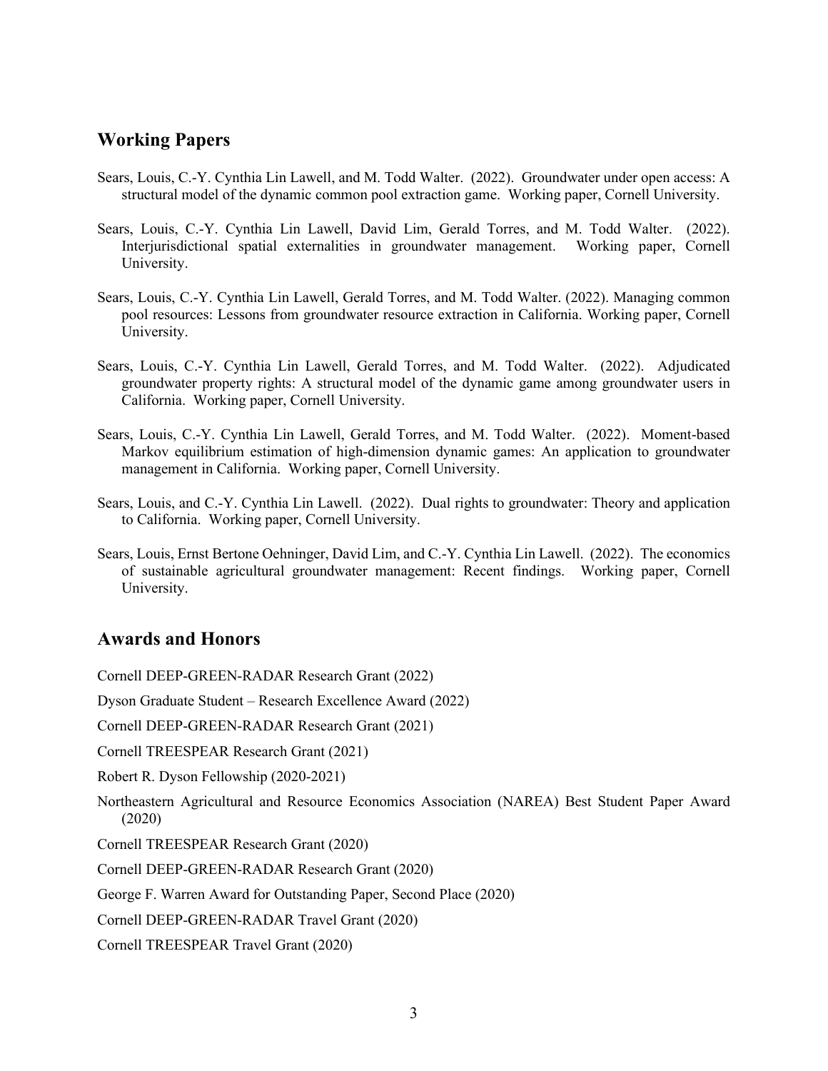## Working Papers

Sears, Louis, C.-Y. Cynthia Lin Lawell, and M. Todd Walter. (2022). Groundwater under open access: A structural model of the dynamic common pool extraction game. Working paper, Cornell University.

Sears, Louis, C.-Y. Cynthia Lin Lawell, David Lim, Gerald Torres, and M. Todd Walter. (2022). Interjurisdictional spatial externalities in groundwater management. Working paper, Cornell University.

Sears, Louis, C.-Y. Cynthia Lin Lawell, Gerald Torres, and M. Todd Walter. (2022). Managing common pool resources: Lessons from groundwater resource extraction in California. Working paper, Cornell University.

Sears, Louis, C.-Y. Cynthia Lin Lawell, Gerald Torres, and M. Todd Walter. (2022). Adjudicated groundwater property rights: A structural model of the dynamic game among groundwater users in California. Working paper, Cornell University.

Sears, Louis, C.-Y. Cynthia Lin Lawell, Gerald Torres, and M. Todd Walter. (2022). Moment-based Markov equilibrium estimation of high-dimension dynamic games: An application to groundwater management in California. Working paper, Cornell University.

Sears, Louis, and C.-Y. Cynthia Lin Lawell. (2022). Dual rights to groundwater: Theory and application to California. Working paper, Cornell University.

Sears, Louis, Ernst Bertone Oehninger, David Lim, and C.-Y. Cynthia Lin Lawell. (2022). The economics of sustainable agricultural groundwater management: Recent findings. Working paper, Cornell University.

## Awards and Honors

Cornell DEEP-GREEN-RADAR Research Grant (2022)

Dyson Graduate Student – Research Excellence Award (2022)

Cornell DEEP-GREEN-RADAR Research Grant (2021)

Cornell TREESPEAR Research Grant (2021)

Robert R. Dyson Fellowship (2020-2021)

Northeastern Agricultural and Resource Economics Association (NAREA) Best Student Paper Award (2020)

Cornell TREESPEAR Research Grant (2020)

Cornell DEEP-GREEN-RADAR Research Grant (2020)

George F. Warren Award for Outstanding Paper, Second Place (2020)

Cornell DEEP-GREEN-RADAR Travel Grant (2020)

Cornell TREESPEAR Travel Grant (2020)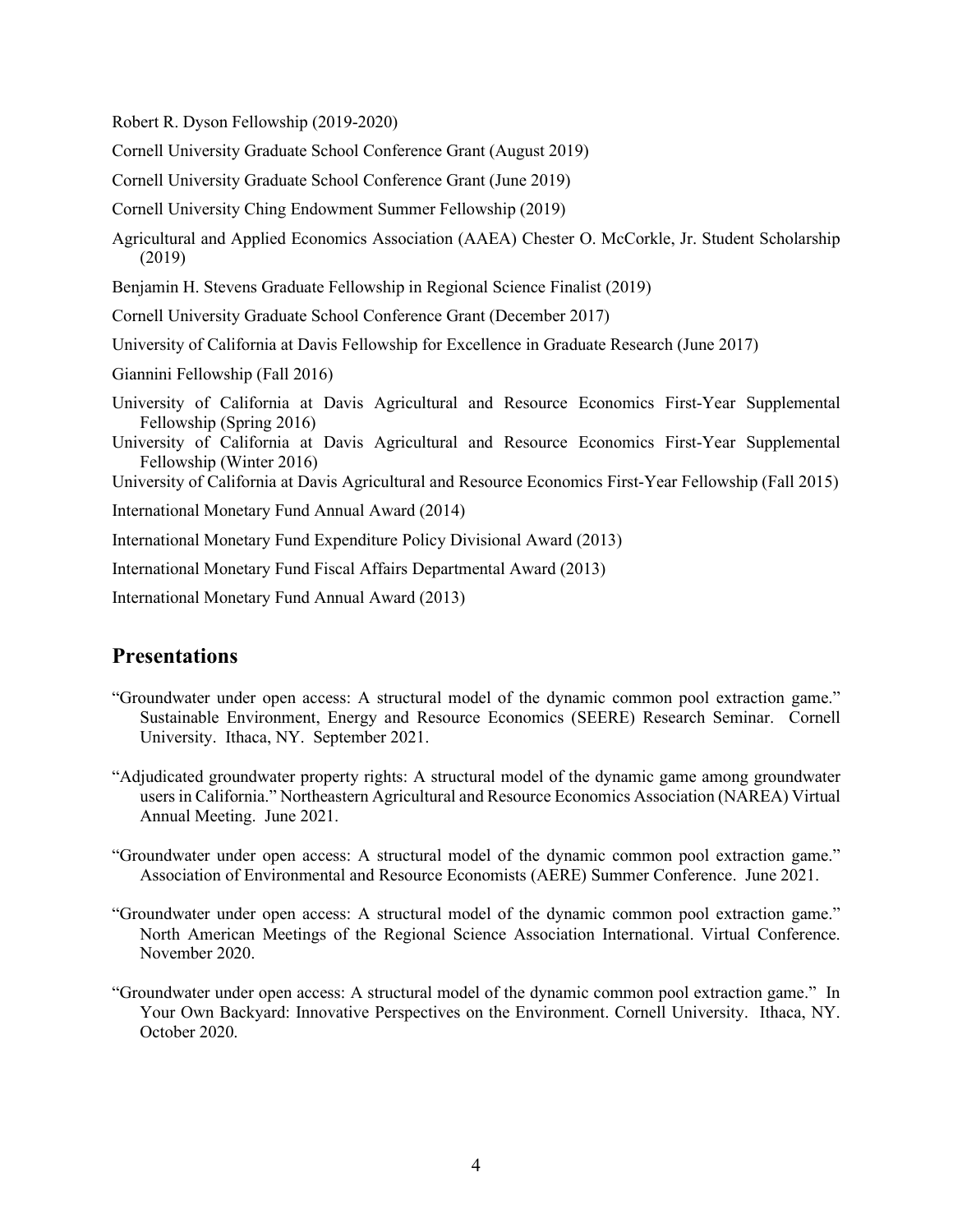Robert R. Dyson Fellowship (2019-2020)

Cornell University Graduate School Conference Grant (August 2019)

Cornell University Graduate School Conference Grant (June 2019)

Cornell University Ching Endowment Summer Fellowship (2019)

Agricultural and Applied Economics Association (AAEA) Chester O. McCorkle, Jr. Student Scholarship (2019)

Benjamin H. Stevens Graduate Fellowship in Regional Science Finalist (2019)

Cornell University Graduate School Conference Grant (December 2017)

University of California at Davis Fellowship for Excellence in Graduate Research (June 2017)

Giannini Fellowship (Fall 2016)

University of California at Davis Agricultural and Resource Economics First-Year Supplemental Fellowship (Spring 2016)

University of California at Davis Agricultural and Resource Economics First-Year Supplemental Fellowship (Winter 2016)

University of California at Davis Agricultural and Resource Economics First-Year Fellowship (Fall 2015)

International Monetary Fund Annual Award (2014)

International Monetary Fund Expenditure Policy Divisional Award (2013)

International Monetary Fund Fiscal Affairs Departmental Award (2013)

International Monetary Fund Annual Award (2013)

## Presentations

"Groundwater under open access: A structural model of the dynamic common pool extraction game." Sustainable Environment, Energy and Resource Economics (SEERE) Research Seminar. Cornell University. Ithaca, NY. September 2021.

"Adjudicated groundwater property rights: A structural model of the dynamic game among groundwater users in California." Northeastern Agricultural and Resource Economics Association (NAREA) Virtual Annual Meeting. June 2021.

"Groundwater under open access: A structural model of the dynamic common pool extraction game." Association of Environmental and Resource Economists (AERE) Summer Conference. June 2021.

"Groundwater under open access: A structural model of the dynamic common pool extraction game." North American Meetings of the Regional Science Association International. Virtual Conference. November 2020.

"Groundwater under open access: A structural model of the dynamic common pool extraction game." In Your Own Backyard: Innovative Perspectives on the Environment. Cornell University. Ithaca, NY. October 2020.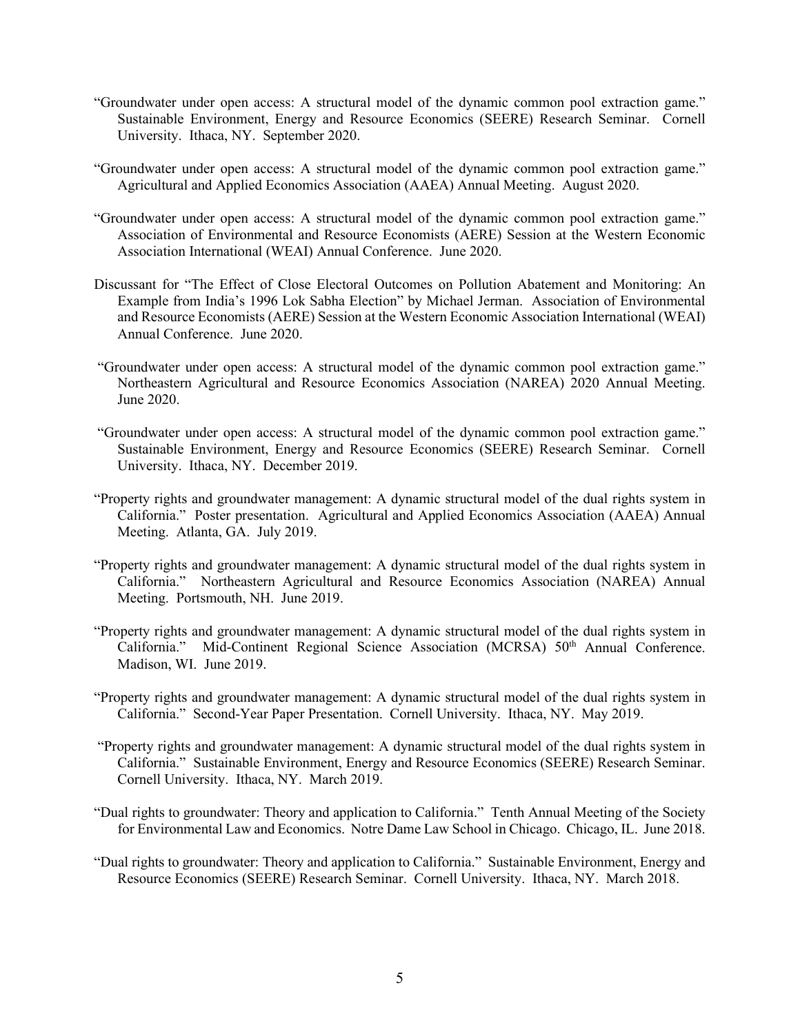"Groundwater under open access: A structural model of the dynamic common pool extraction game." Sustainable Environment, Energy and Resource Economics (SEERE) Research Seminar. Cornell University. Ithaca, NY. September 2020.

"Groundwater under open access: A structural model of the dynamic common pool extraction game." Agricultural and Applied Economics Association (AAEA) Annual Meeting. August 2020.

"Groundwater under open access: A structural model of the dynamic common pool extraction game." Association of Environmental and Resource Economists (AERE) Session at the Western Economic Association International (WEAI) Annual Conference. June 2020.

Discussant for "The Effect of Close Electoral Outcomes on Pollution Abatement and Monitoring: An Example from India's 1996 Lok Sabha Election" by Michael Jerman. Association of Environmental and Resource Economists (AERE) Session at the Western Economic Association International (WEAI) Annual Conference. June 2020.

"Groundwater under open access: A structural model of the dynamic common pool extraction game." Northeastern Agricultural and Resource Economics Association (NAREA) 2020 Annual Meeting. June 2020.

"Groundwater under open access: A structural model of the dynamic common pool extraction game." Sustainable Environment, Energy and Resource Economics (SEERE) Research Seminar. Cornell University. Ithaca, NY. December 2019.

"Property rights and groundwater management: A dynamic structural model of the dual rights system in California." Poster presentation. Agricultural and Applied Economics Association (AAEA) Annual Meeting. Atlanta, GA. July 2019.

"Property rights and groundwater management: A dynamic structural model of the dual rights system in California." Northeastern Agricultural and Resource Economics Association (NAREA) Annual Meeting. Portsmouth, NH. June 2019.

"Property rights and groundwater management: A dynamic structural model of the dual rights system in California." Mid-Continent Regional Science Association (MCRSA) 50th Annual Conference. Madison, WI. June 2019.

"Property rights and groundwater management: A dynamic structural model of the dual rights system in California." Second-Year Paper Presentation. Cornell University. Ithaca, NY. May 2019.

"Property rights and groundwater management: A dynamic structural model of the dual rights system in California." Sustainable Environment, Energy and Resource Economics (SEERE) Research Seminar. Cornell University. Ithaca, NY. March 2019.

"Dual rights to groundwater: Theory and application to California." Tenth Annual Meeting of the Society for Environmental Law and Economics. Notre Dame Law School in Chicago. Chicago, IL. June 2018.

"Dual rights to groundwater: Theory and application to California." Sustainable Environment, Energy and Resource Economics (SEERE) Research Seminar. Cornell University. Ithaca, NY. March 2018.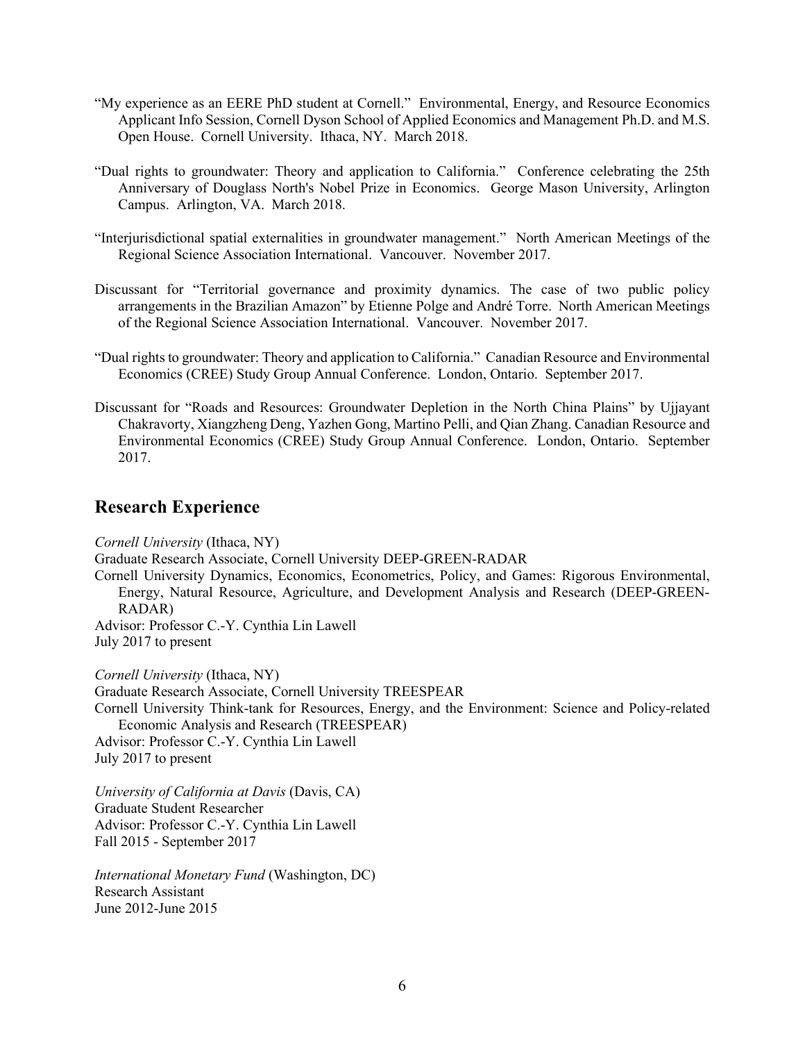"My experience as an EERE PhD student at Cornell." Environmental, Energy, and Resource Economics Applicant Info Session, Cornell Dyson School of Applied Economics and Management Ph.D. and M.S. Open House. Cornell University. Ithaca, NY. March 2018.

"Dual rights to groundwater: Theory and application to California." Conference celebrating the 25th Anniversary of Douglass North's Nobel Prize in Economics. George Mason University, Arlington Campus. Arlington, VA. March 2018.

"Interjurisdictional spatial externalities in groundwater management." North American Meetings of the Regional Science Association International. Vancouver. November 2017.

Discussant for "Territorial governance and proximity dynamics. The case of two public policy arrangements in the Brazilian Amazon" by Etienne Polge and André Torre. North American Meetings of the Regional Science Association International. Vancouver. November 2017.

"Dual rights to groundwater: Theory and application to California." Canadian Resource and Environmental Economics (CREE) Study Group Annual Conference. London, Ontario. September 2017.

Discussant for "Roads and Resources: Groundwater Depletion in the North China Plains" by Ujjayant Chakravorty, Xiangzheng Deng, Yazhen Gong, Martino Pelli, and Qian Zhang. Canadian Resource and Environmental Economics (CREE) Study Group Annual Conference. London, Ontario. September 2017.

## Research Experience

*Cornell University* (Ithaca, NY)
Graduate Research Associate, Cornell University DEEP-GREEN-RADAR
Cornell University Dynamics, Economics, Econometrics, Policy, and Games: Rigorous Environmental, Energy, Natural Resource, Agriculture, and Development Analysis and Research (DEEP-GREEN-RADAR)
Advisor: Professor C.-Y. Cynthia Lin Lawell
July 2017 to present

*Cornell University* (Ithaca, NY)
Graduate Research Associate, Cornell University TREESPEAR
Cornell University Think-tank for Resources, Energy, and the Environment: Science and Policy-related Economic Analysis and Research (TREESPEAR)
Advisor: Professor C.-Y. Cynthia Lin Lawell
July 2017 to present

*University of California at Davis* (Davis, CA)
Graduate Student Researcher
Advisor: Professor C.-Y. Cynthia Lin Lawell
Fall 2015 - September 2017

*International Monetary Fund* (Washington, DC)
Research Assistant
June 2012-June 2015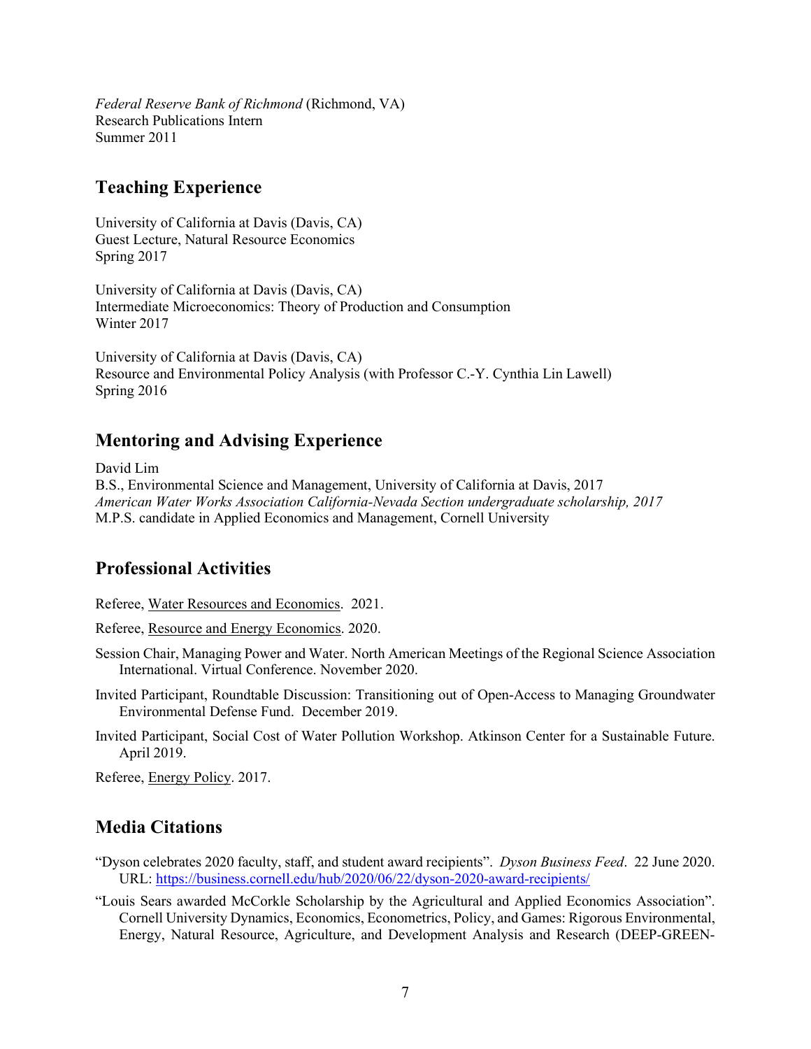*Federal Reserve Bank of Richmond* (Richmond, VA)
Research Publications Intern
Summer 2011

## Teaching Experience

University of California at Davis (Davis, CA)
Guest Lecture, Natural Resource Economics
Spring 2017

University of California at Davis (Davis, CA)
Intermediate Microeconomics: Theory of Production and Consumption
Winter 2017

University of California at Davis (Davis, CA)
Resource and Environmental Policy Analysis (with Professor C.-Y. Cynthia Lin Lawell)
Spring 2016

## Mentoring and Advising Experience

David Lim
B.S., Environmental Science and Management, University of California at Davis, 2017
*American Water Works Association California-Nevada Section undergraduate scholarship, 2017*
M.P.S. candidate in Applied Economics and Management, Cornell University

## Professional Activities

Referee, Water Resources and Economics. 2021.

Referee, Resource and Energy Economics. 2020.

Session Chair, Managing Power and Water. North American Meetings of the Regional Science Association International. Virtual Conference. November 2020.

Invited Participant, Roundtable Discussion: Transitioning out of Open-Access to Managing Groundwater Environmental Defense Fund. December 2019.

Invited Participant, Social Cost of Water Pollution Workshop. Atkinson Center for a Sustainable Future. April 2019.

Referee, Energy Policy. 2017.

## Media Citations

"Dyson celebrates 2020 faculty, staff, and student award recipients". *Dyson Business Feed*. 22 June 2020. URL: https://business.cornell.edu/hub/2020/06/22/dyson-2020-award-recipients/

"Louis Sears awarded McCorkle Scholarship by the Agricultural and Applied Economics Association". Cornell University Dynamics, Economics, Econometrics, Policy, and Games: Rigorous Environmental, Energy, Natural Resource, Agriculture, and Development Analysis and Research (DEEP-GREEN-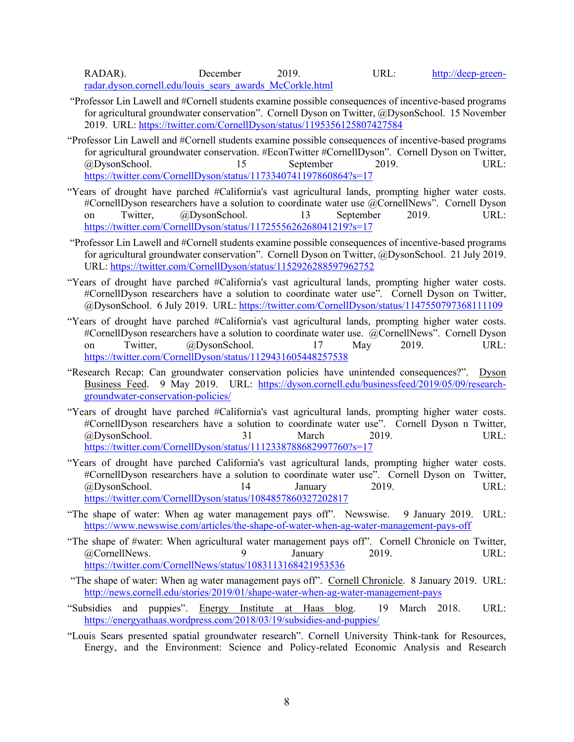RADAR). December 2019. URL: http://deep-green-radar.dyson.cornell.edu/louis_sears_awards_McCorkle.html

"Professor Lin Lawell and #Cornell students examine possible consequences of incentive-based programs for agricultural groundwater conservation". Cornell Dyson on Twitter, @DysonSchool. 15 November 2019. URL: https://twitter.com/CornellDyson/status/1195356125807427584

"Professor Lin Lawell and #Cornell students examine possible consequences of incentive-based programs for agricultural groundwater conservation. #EconTwitter #CornellDyson". Cornell Dyson on Twitter, @DysonSchool. 15 September 2019. URL: https://twitter.com/CornellDyson/status/1173340741197860864?s=17

"Years of drought have parched #California's vast agricultural lands, prompting higher water costs. #CornellDyson researchers have a solution to coordinate water use @CornellNews". Cornell Dyson on Twitter, @DysonSchool. 13 September 2019. URL: https://twitter.com/CornellDyson/status/1172555626268041219?s=17

"Professor Lin Lawell and #Cornell students examine possible consequences of incentive-based programs for agricultural groundwater conservation". Cornell Dyson on Twitter, @DysonSchool. 21 July 2019. URL: https://twitter.com/CornellDyson/status/1152926288597962752

"Years of drought have parched #California's vast agricultural lands, prompting higher water costs. #CornellDyson researchers have a solution to coordinate water use". Cornell Dyson on Twitter, @DysonSchool. 6 July 2019. URL: https://twitter.com/CornellDyson/status/1147550797368111109

"Years of drought have parched #California's vast agricultural lands, prompting higher water costs. #CornellDyson researchers have a solution to coordinate water use. @CornellNews". Cornell Dyson on Twitter, @DysonSchool. 17 May 2019. URL: https://twitter.com/CornellDyson/status/1129431605448257538

"Research Recap: Can groundwater conservation policies have unintended consequences?". Dyson Business Feed. 9 May 2019. URL: https://dyson.cornell.edu/businessfeed/2019/05/09/research-groundwater-conservation-policies/

"Years of drought have parched #California's vast agricultural lands, prompting higher water costs. #CornellDyson researchers have a solution to coordinate water use". Cornell Dyson n Twitter, @DysonSchool. 31 March 2019. URL: https://twitter.com/CornellDyson/status/1112338788682997760?s=17

"Years of drought have parched California's vast agricultural lands, prompting higher water costs. #CornellDyson researchers have a solution to coordinate water use". Cornell Dyson on Twitter, @DysonSchool. 14 January 2019. URL: https://twitter.com/CornellDyson/status/1084857860327202817

"The shape of water: When ag water management pays off". Newswise. 9 January 2019. URL: https://www.newswise.com/articles/the-shape-of-water-when-ag-water-management-pays-off

"The shape of #water: When agricultural water management pays off". Cornell Chronicle on Twitter, @CornellNews. 9 January 2019. URL: https://twitter.com/CornellNews/status/1083113168421953536

"The shape of water: When ag water management pays off". Cornell Chronicle. 8 January 2019. URL: http://news.cornell.edu/stories/2019/01/shape-water-when-ag-water-management-pays

"Subsidies and puppies". Energy Institute at Haas blog. 19 March 2018. URL: https://energyathaas.wordpress.com/2018/03/19/subsidies-and-puppies/

"Louis Sears presented spatial groundwater research". Cornell University Think-tank for Resources, Energy, and the Environment: Science and Policy-related Economic Analysis and Research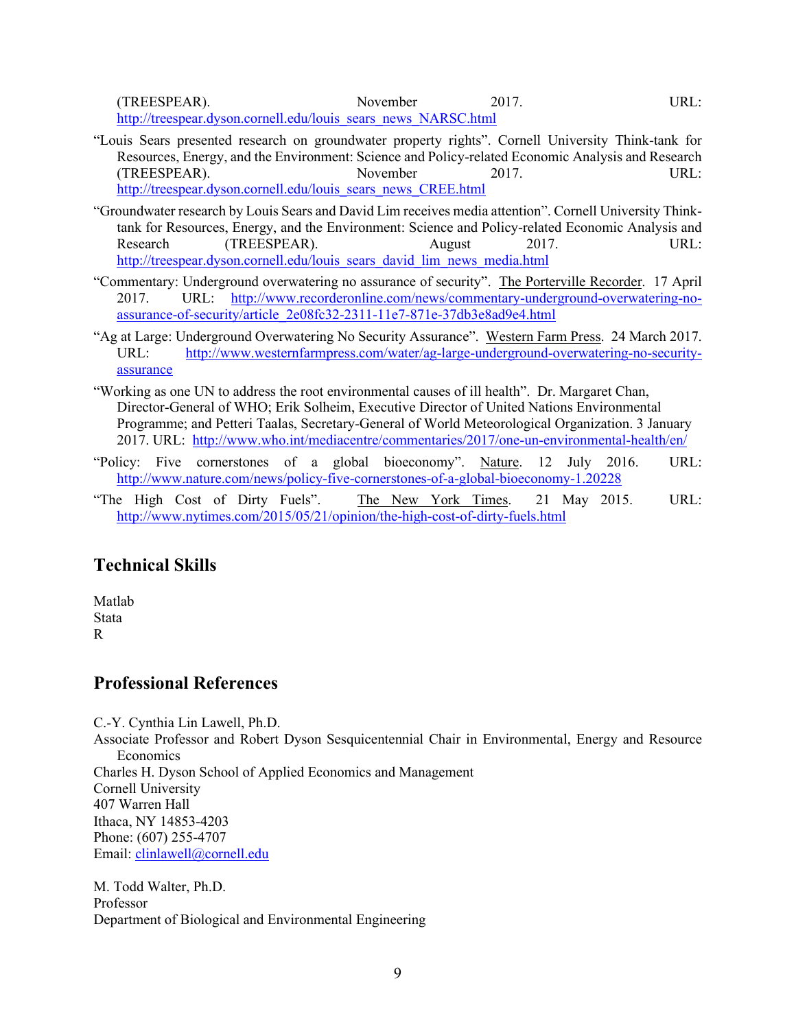(TREESPEAR). November 2017. URL: http://treespear.dyson.cornell.edu/louis_sears_news_NARSC.html

"Louis Sears presented research on groundwater property rights". Cornell University Think-tank for Resources, Energy, and the Environment: Science and Policy-related Economic Analysis and Research (TREESPEAR). November 2017. URL: http://treespear.dyson.cornell.edu/louis_sears_news_CREE.html

"Groundwater research by Louis Sears and David Lim receives media attention". Cornell University Think-tank for Resources, Energy, and the Environment: Science and Policy-related Economic Analysis and Research (TREESPEAR). August 2017. URL: http://treespear.dyson.cornell.edu/louis_sears_david_lim_news_media.html

"Commentary: Underground overwatering no assurance of security". The Porterville Recorder. 17 April 2017. URL: http://www.recorderonline.com/news/commentary-underground-overwatering-no-assurance-of-security/article_2e08fc32-2311-11e7-871e-37db3e8ad9e4.html

"Ag at Large: Underground Overwatering No Security Assurance". Western Farm Press. 24 March 2017. URL: http://www.westernfarmpress.com/water/ag-large-underground-overwatering-no-security-assurance

"Working as one UN to address the root environmental causes of ill health". Dr. Margaret Chan, Director-General of WHO; Erik Solheim, Executive Director of United Nations Environmental Programme; and Petteri Taalas, Secretary-General of World Meteorological Organization. 3 January 2017. URL: http://www.who.int/mediacentre/commentaries/2017/one-un-environmental-health/en/

"Policy: Five cornerstones of a global bioeconomy". Nature. 12 July 2016. URL: http://www.nature.com/news/policy-five-cornerstones-of-a-global-bioeconomy-1.20228

"The High Cost of Dirty Fuels". The New York Times. 21 May 2015. URL: http://www.nytimes.com/2015/05/21/opinion/the-high-cost-of-dirty-fuels.html

## Technical Skills

Matlab
Stata
R

## Professional References

C.-Y. Cynthia Lin Lawell, Ph.D.
Associate Professor and Robert Dyson Sesquicentennial Chair in Environmental, Energy and Resource Economics
Charles H. Dyson School of Applied Economics and Management
Cornell University
407 Warren Hall
Ithaca, NY 14853-4203
Phone: (607) 255-4707
Email: clinlawell@cornell.edu

M. Todd Walter, Ph.D.
Professor
Department of Biological and Environmental Engineering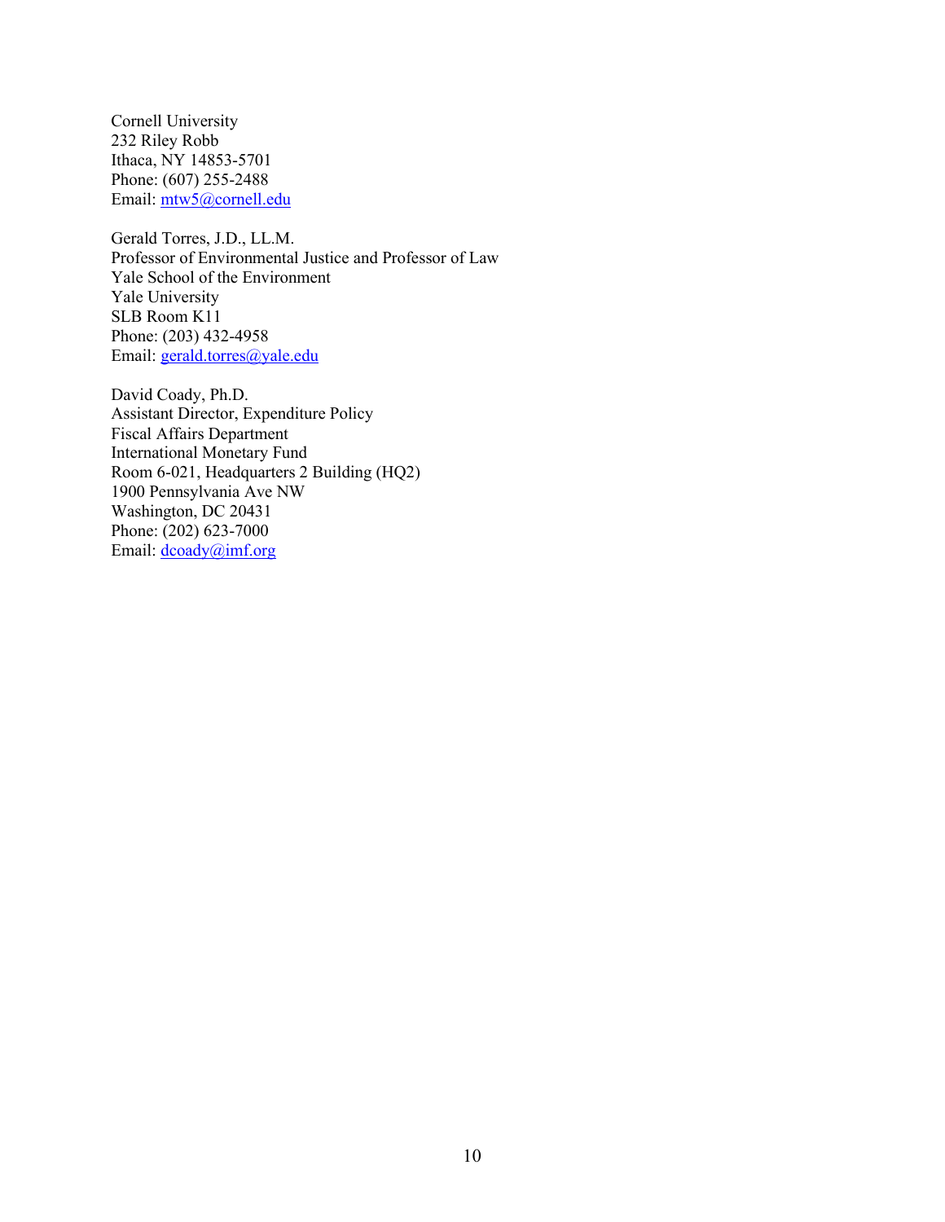Cornell University
232 Riley Robb
Ithaca, NY 14853-5701
Phone: (607) 255-2488
Email: mtw5@cornell.edu

Gerald Torres, J.D., LL.M.
Professor of Environmental Justice and Professor of Law
Yale School of the Environment
Yale University
SLB Room K11
Phone: (203) 432-4958
Email: gerald.torres@yale.edu

David Coady, Ph.D.
Assistant Director, Expenditure Policy
Fiscal Affairs Department
International Monetary Fund
Room 6-021, Headquarters 2 Building (HQ2)
1900 Pennsylvania Ave NW
Washington, DC 20431
Phone: (202) 623-7000
Email: dcoady@imf.org